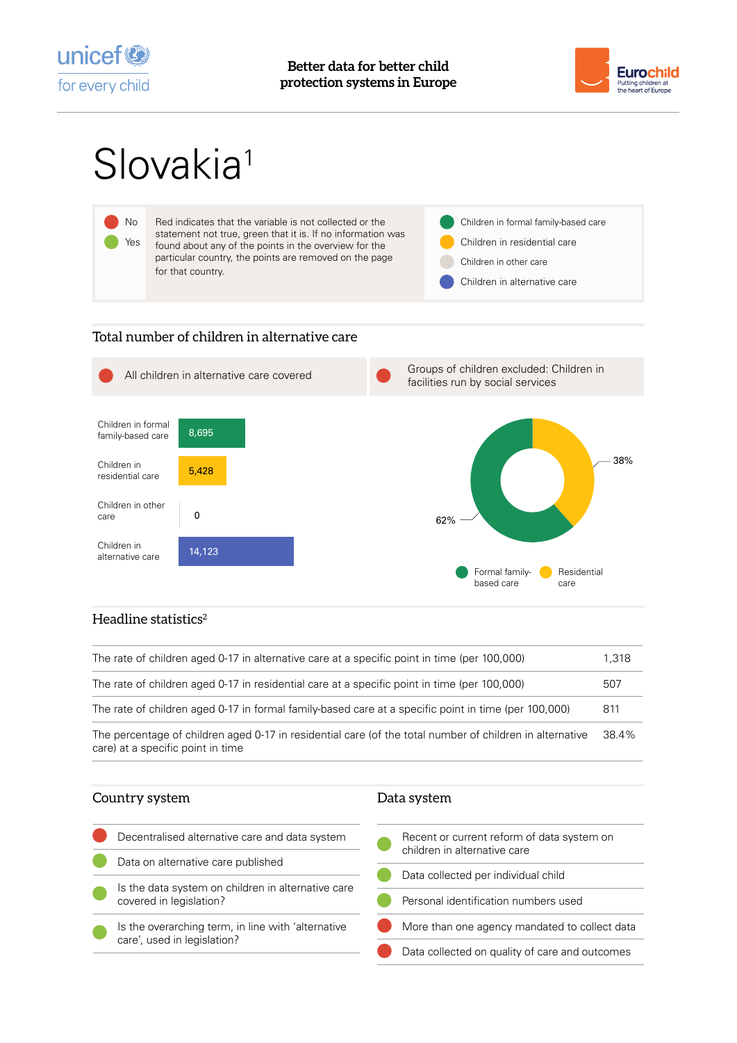Better data for better child protection systems in Europe

# Slovakia[1]

| | |
|---|---|
| No / Yes | Red indicates that the variable is not collected or the statement not true, green that it is. If no information was found about any of the points in the overview for the particular country, the points are removed on the page for that country. |

- Children in formal family-based care
- Children in residential care
- Children in other care
- Children in alternative care

## Total number of children in alternative care

| | |
|---|---|
| No | All children in alternative care covered |
| No | Groups of children excluded: Children in facilities run by social services |

| Category | Number |
|---|---|
| Children in formal family-based care | 8,695 |
| Children in residential care | 5,428 |
| Children in other care | 0 |
| Children in alternative care | 14,123 |

Formal family-based care: 62%
Residential care: 38%

## Headline statistics[2]

| Indicator | Value |
|---|---|
| The rate of children aged 0-17 in alternative care at a specific point in time (per 100,000) | 1,318 |
| The rate of children aged 0-17 in residential care at a specific point in time (per 100,000) | 507 |
| The rate of children aged 0-17 in formal family-based care at a specific point in time (per 100,000) | 811 |
| The percentage of children aged 0-17 in residential care (of the total number of children in alternative care) at a specific point in time | 38.4% |

## Country system

| Status | Item |
|---|---|
| No | Decentralised alternative care and data system |
| Yes | Data on alternative care published |
| Yes | Is the data system on children in alternative care covered in legislation? |
| Yes | Is the overarching term, in line with 'alternative care', used in legislation? |

## Data system

| Status | Item |
|---|---|
| Yes | Recent or current reform of data system on children in alternative care |
| Yes | Data collected per individual child |
| Yes | Personal identification numbers used |
| No | More than one agency mandated to collect data |
| No | Data collected on quality of care and outcomes |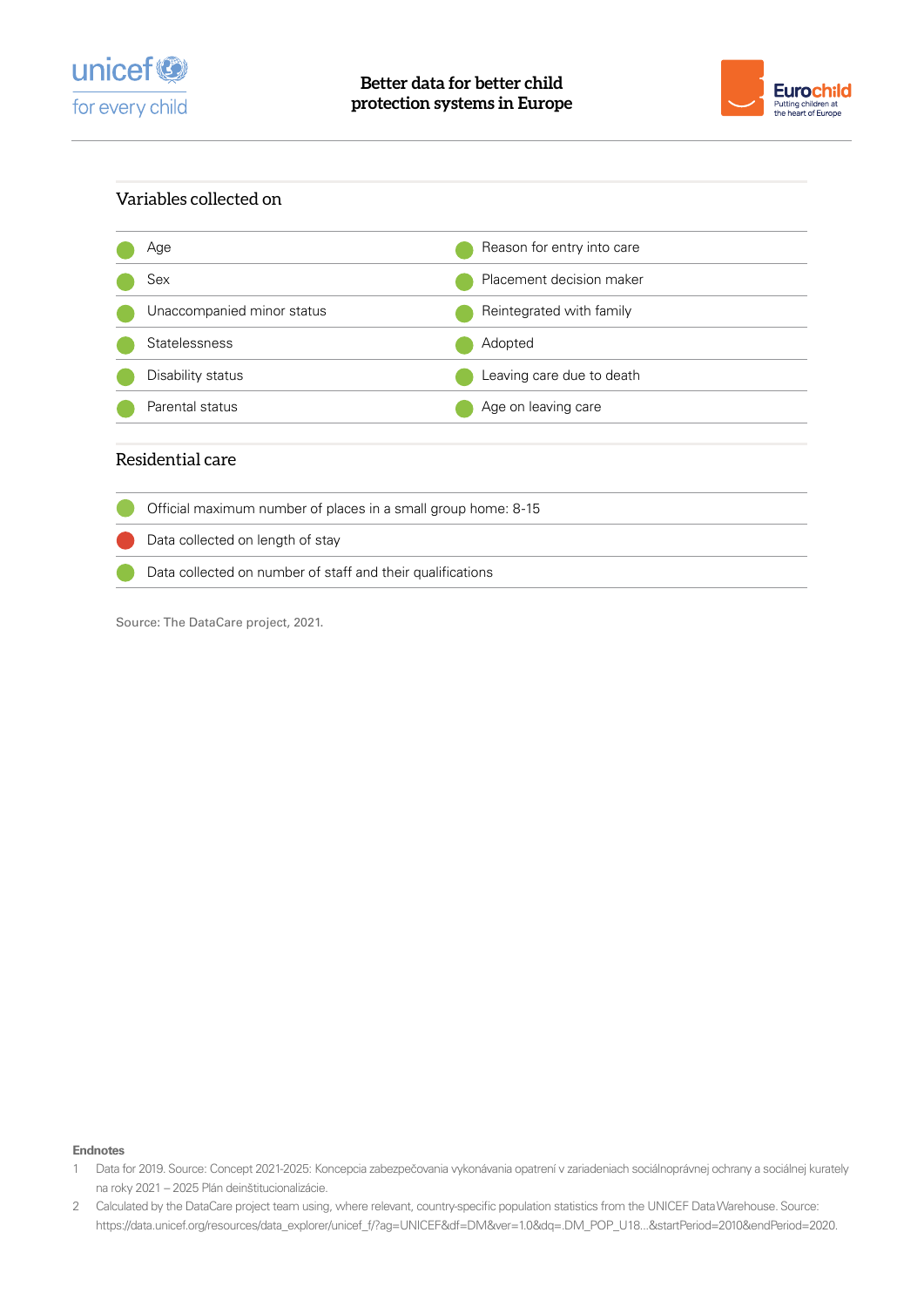## Variables collected on

| | |
|---|---|
| 🟢 Age | 🟢 Reason for entry into care |
| 🟢 Sex | 🟢 Placement decision maker |
| 🟢 Unaccompanied minor status | 🟢 Reintegrated with family |
| 🟢 Statelessness | 🟢 Adopted |
| 🟢 Disability status | 🟢 Leaving care due to death |
| 🟢 Parental status | 🟢 Age on leaving care |

## Residential care

- 🟢 Official maximum number of places in a small group home: 8-15
- 🔴 Data collected on length of stay
- 🟢 Data collected on number of staff and their qualifications

Source: The DataCare project, 2021.

**Endnotes**

1 Data for 2019. Source: Concept 2021-2025: Koncepcia zabezpečovania vykonávania opatrení v zariadeniach sociálnoprávnej ochrany a sociálnej kurately na roky 2021 – 2025 Plán deinštitucionalizácie.

2 Calculated by the DataCare project team using, where relevant, country-specific population statistics from the UNICEF Data Warehouse. Source: https://data.unicef.org/resources/data_explorer/unicef_f/?ag=UNICEF&df=DM&ver=1.0&dq=.DM_POP_U18...&startPeriod=2010&endPeriod=2020.